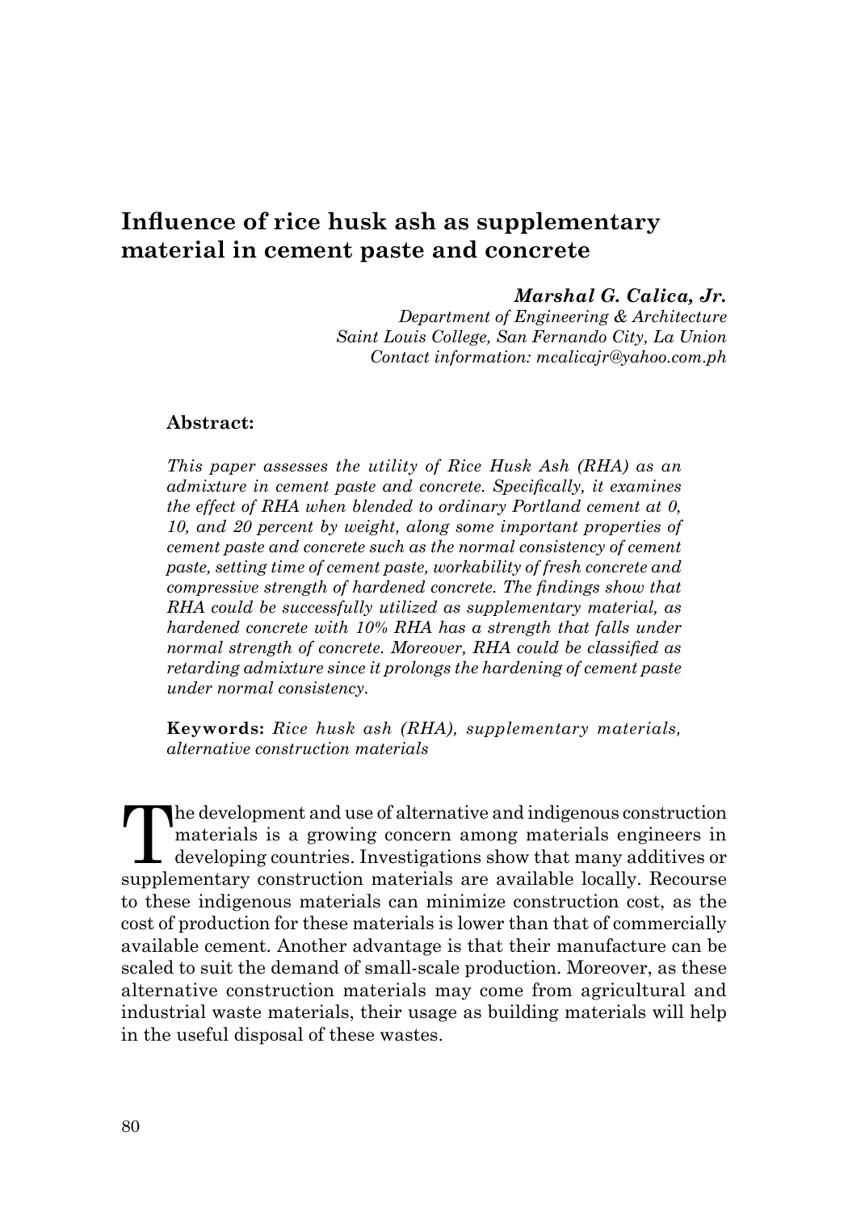# Influence of rice husk ash as supplementary material in cement paste and concrete

***Marshal G. Calica, Jr.***
*Department of Engineering & Architecture*
*Saint Louis College, San Fernando City, La Union*
*Contact information: mcalicajr@yahoo.com.ph*

**Abstract:**

*This paper assesses the utility of Rice Husk Ash (RHA) as an admixture in cement paste and concrete. Specifically, it examines the effect of RHA when blended to ordinary Portland cement at 0, 10, and 20 percent by weight, along some important properties of cement paste and concrete such as the normal consistency of cement paste, setting time of cement paste, workability of fresh concrete and compressive strength of hardened concrete. The findings show that RHA could be successfully utilized as supplementary material, as hardened concrete with 10% RHA has a strength that falls under normal strength of concrete. Moreover, RHA could be classified as retarding admixture since it prolongs the hardening of cement paste under normal consistency.*

**Keywords:** *Rice husk ash (RHA), supplementary materials, alternative construction materials*

The development and use of alternative and indigenous construction materials is a growing concern among materials engineers in developing countries. Investigations show that many additives or supplementary construction materials are available locally. Recourse to these indigenous materials can minimize construction cost, as the cost of production for these materials is lower than that of commercially available cement. Another advantage is that their manufacture can be scaled to suit the demand of small-scale production. Moreover, as these alternative construction materials may come from agricultural and industrial waste materials, their usage as building materials will help in the useful disposal of these wastes.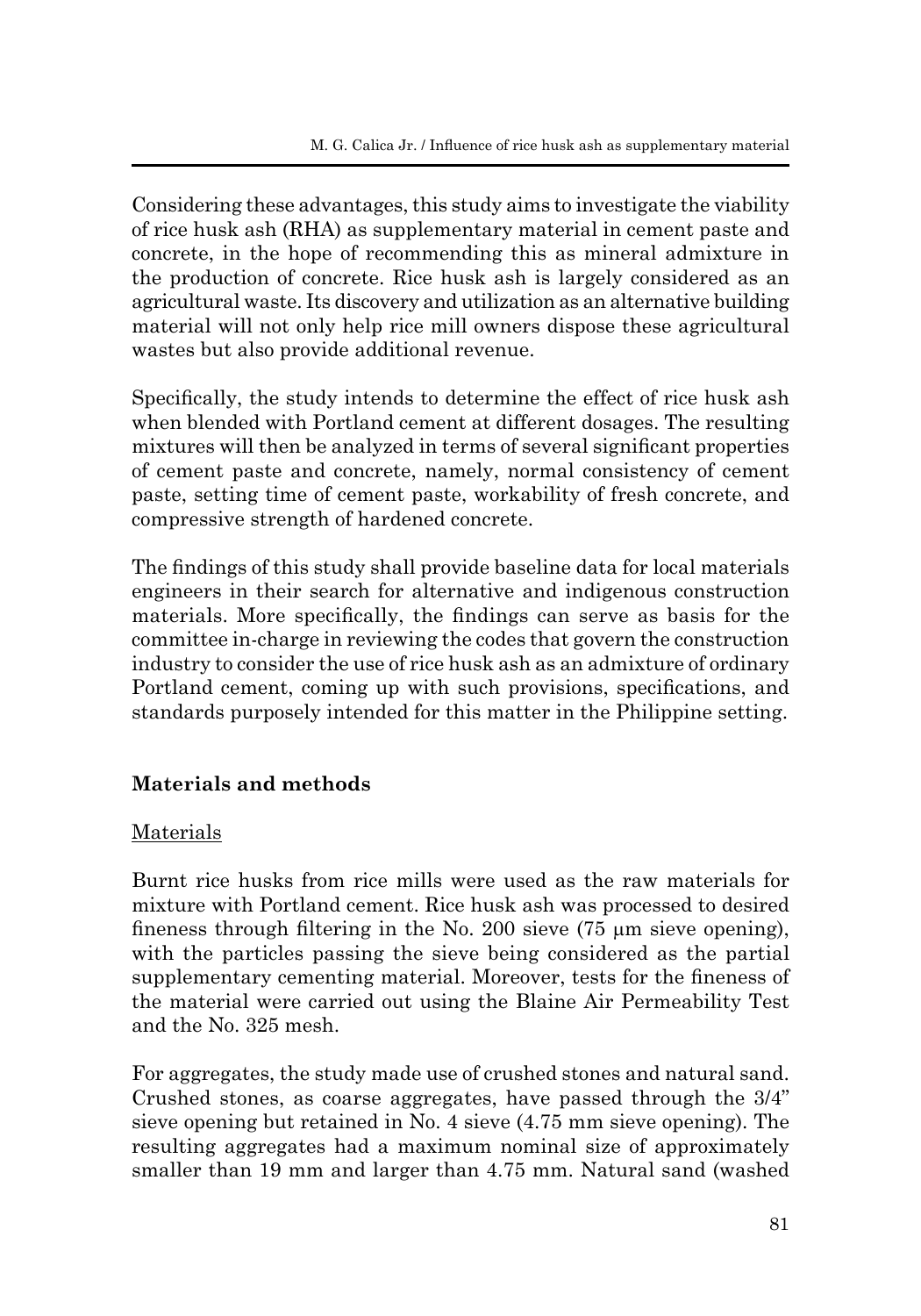Considering these advantages, this study aims to investigate the viability of rice husk ash (RHA) as supplementary material in cement paste and concrete, in the hope of recommending this as mineral admixture in the production of concrete. Rice husk ash is largely considered as an agricultural waste. Its discovery and utilization as an alternative building material will not only help rice mill owners dispose these agricultural wastes but also provide additional revenue.

Specifically, the study intends to determine the effect of rice husk ash when blended with Portland cement at different dosages. The resulting mixtures will then be analyzed in terms of several significant properties of cement paste and concrete, namely, normal consistency of cement paste, setting time of cement paste, workability of fresh concrete, and compressive strength of hardened concrete.

The findings of this study shall provide baseline data for local materials engineers in their search for alternative and indigenous construction materials. More specifically, the findings can serve as basis for the committee in-charge in reviewing the codes that govern the construction industry to consider the use of rice husk ash as an admixture of ordinary Portland cement, coming up with such provisions, specifications, and standards purposely intended for this matter in the Philippine setting.

## Materials and methods

### Materials

Burnt rice husks from rice mills were used as the raw materials for mixture with Portland cement. Rice husk ash was processed to desired fineness through filtering in the No. 200 sieve (75 μm sieve opening), with the particles passing the sieve being considered as the partial supplementary cementing material. Moreover, tests for the fineness of the material were carried out using the Blaine Air Permeability Test and the No. 325 mesh.

For aggregates, the study made use of crushed stones and natural sand. Crushed stones, as coarse aggregates, have passed through the 3/4" sieve opening but retained in No. 4 sieve (4.75 mm sieve opening). The resulting aggregates had a maximum nominal size of approximately smaller than 19 mm and larger than 4.75 mm. Natural sand (washed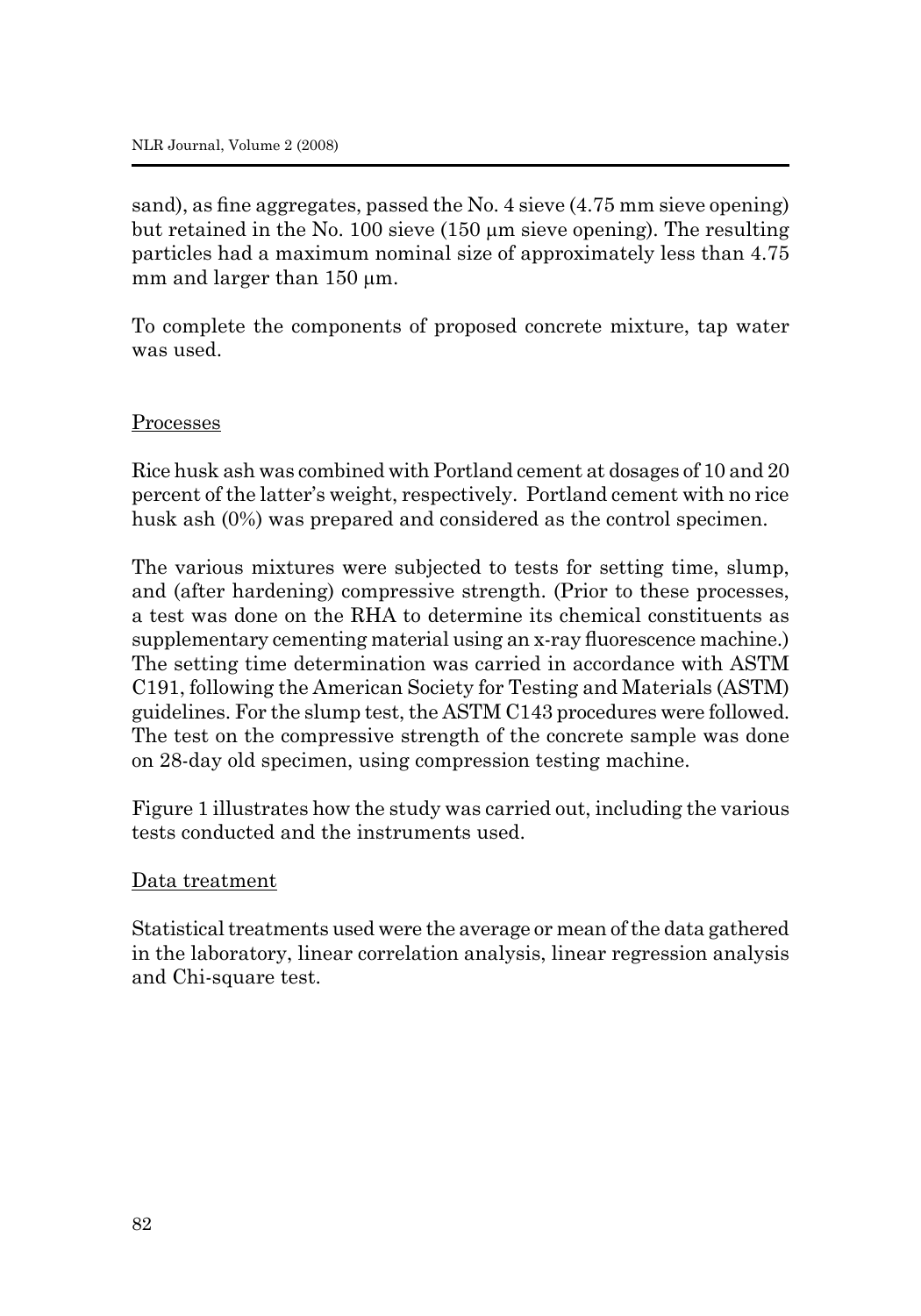sand), as fine aggregates, passed the No. 4 sieve (4.75 mm sieve opening) but retained in the No. 100 sieve (150 μm sieve opening). The resulting particles had a maximum nominal size of approximately less than 4.75 mm and larger than 150 μm.

To complete the components of proposed concrete mixture, tap water was used.

Processes

Rice husk ash was combined with Portland cement at dosages of 10 and 20 percent of the latter's weight, respectively. Portland cement with no rice husk ash (0%) was prepared and considered as the control specimen.

The various mixtures were subjected to tests for setting time, slump, and (after hardening) compressive strength. (Prior to these processes, a test was done on the RHA to determine its chemical constituents as supplementary cementing material using an x-ray fluorescence machine.) The setting time determination was carried in accordance with ASTM C191, following the American Society for Testing and Materials (ASTM) guidelines. For the slump test, the ASTM C143 procedures were followed. The test on the compressive strength of the concrete sample was done on 28-day old specimen, using compression testing machine.

Figure 1 illustrates how the study was carried out, including the various tests conducted and the instruments used.

Data treatment

Statistical treatments used were the average or mean of the data gathered in the laboratory, linear correlation analysis, linear regression analysis and Chi-square test.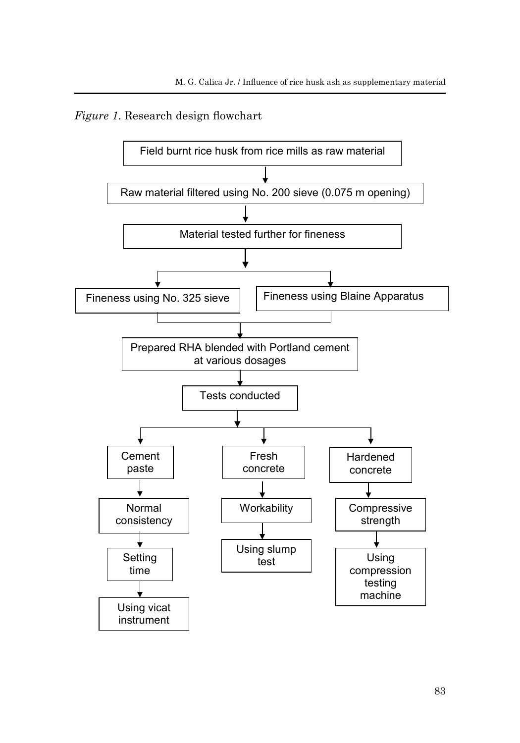*Figure 1*. Research design flowchart

Field burnt rice husk from rice mills as raw material

↓

Raw material filtered using No. 200 sieve (0.075 m opening)

↓

Material tested further for fineness

↓

- Fineness using No. 325 sieve
- Fineness using Blaine Apparatus

↓

Prepared RHA blended with Portland cement at various dosages

↓

Tests conducted

↓

- Cement paste → Normal consistency → Setting time → Using vicat instrument
- Fresh concrete → Workability → Using slump test
- Hardened concrete → Compressive strength → Using compression testing machine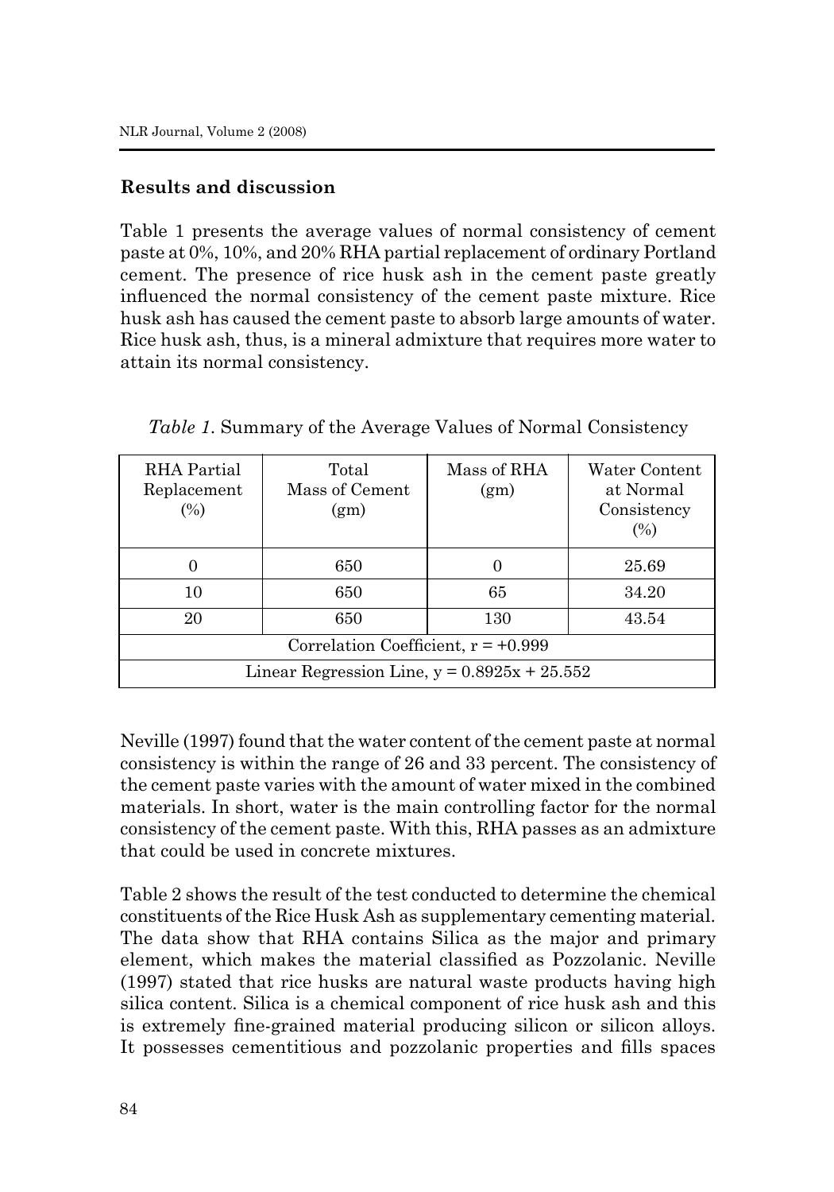## Results and discussion

Table 1 presents the average values of normal consistency of cement paste at 0%, 10%, and 20% RHA partial replacement of ordinary Portland cement. The presence of rice husk ash in the cement paste greatly influenced the normal consistency of the cement paste mixture. Rice husk ash has caused the cement paste to absorb large amounts of water. Rice husk ash, thus, is a mineral admixture that requires more water to attain its normal consistency.

*Table 1*. Summary of the Average Values of Normal Consistency

| RHA Partial Replacement (%) | Total Mass of Cement (gm) | Mass of RHA (gm) | Water Content at Normal Consistency (%) |
|---|---|---|---|
| 0 | 650 | 0 | 25.69 |
| 10 | 650 | 65 | 34.20 |
| 20 | 650 | 130 | 43.54 |
| Correlation Coefficient, $r = +0.999$ | | | |
| Linear Regression Line, $y = 0.8925x + 25.552$ | | | |

Neville (1997) found that the water content of the cement paste at normal consistency is within the range of 26 and 33 percent. The consistency of the cement paste varies with the amount of water mixed in the combined materials. In short, water is the main controlling factor for the normal consistency of the cement paste. With this, RHA passes as an admixture that could be used in concrete mixtures.

Table 2 shows the result of the test conducted to determine the chemical constituents of the Rice Husk Ash as supplementary cementing material. The data show that RHA contains Silica as the major and primary element, which makes the material classified as Pozzolanic. Neville (1997) stated that rice husks are natural waste products having high silica content. Silica is a chemical component of rice husk ash and this is extremely fine-grained material producing silicon or silicon alloys. It possesses cementitious and pozzolanic properties and fills spaces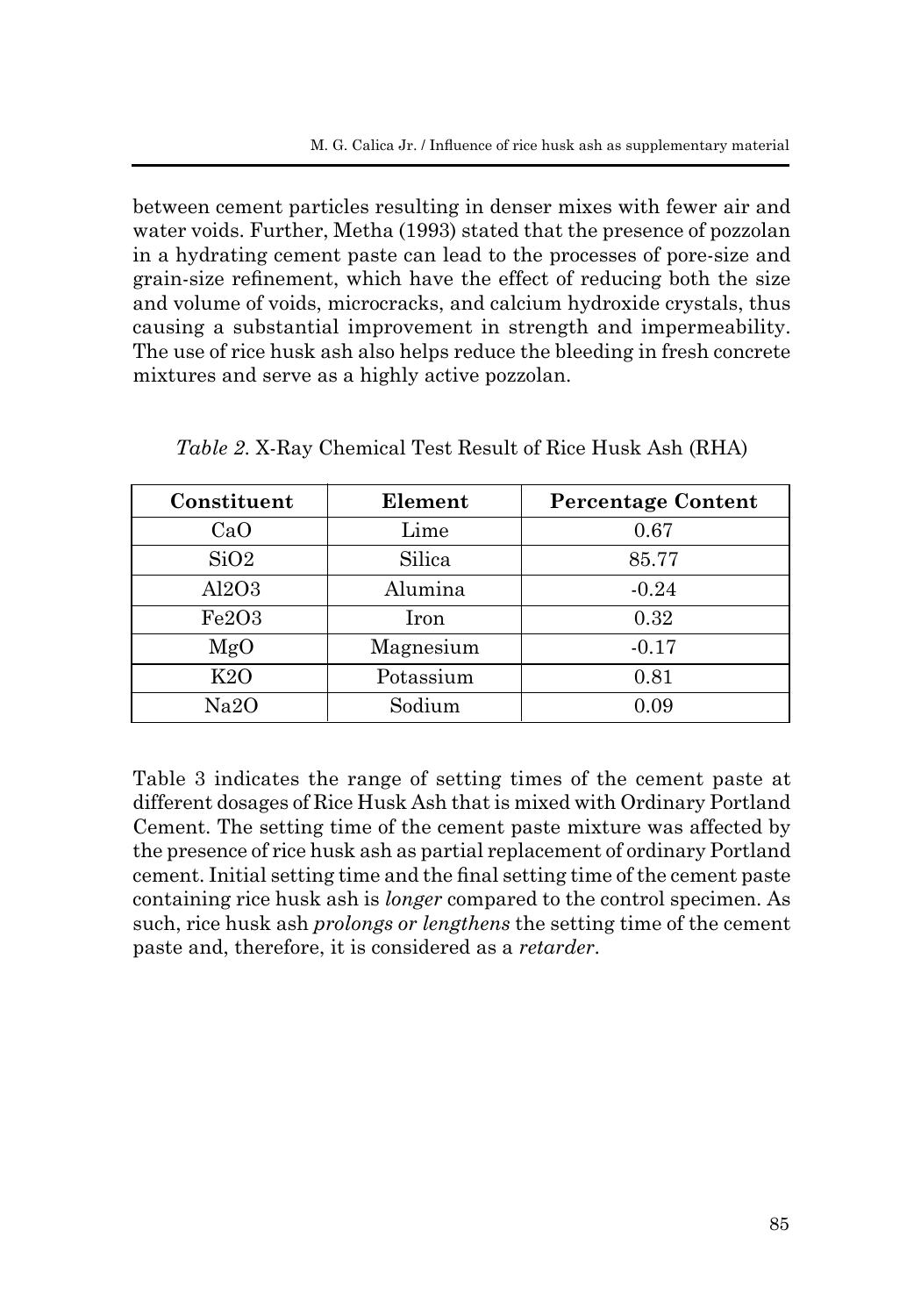between cement particles resulting in denser mixes with fewer air and water voids. Further, Metha (1993) stated that the presence of pozzolan in a hydrating cement paste can lead to the processes of pore-size and grain-size refinement, which have the effect of reducing both the size and volume of voids, microcracks, and calcium hydroxide crystals, thus causing a substantial improvement in strength and impermeability. The use of rice husk ash also helps reduce the bleeding in fresh concrete mixtures and serve as a highly active pozzolan.

*Table 2.* X-Ray Chemical Test Result of Rice Husk Ash (RHA)

| Constituent | Element | Percentage Content |
|---|---|---|
| $CaO$ | Lime | 0.67 |
| $SiO_2$ | Silica | 85.77 |
| $Al_2O_3$ | Alumina | -0.24 |
| $Fe_2O_3$ | Iron | 0.32 |
| $MgO$ | Magnesium | -0.17 |
| $K_2O$ | Potassium | 0.81 |
| $Na_2O$ | Sodium | 0.09 |

Table 3 indicates the range of setting times of the cement paste at different dosages of Rice Husk Ash that is mixed with Ordinary Portland Cement. The setting time of the cement paste mixture was affected by the presence of rice husk ash as partial replacement of ordinary Portland cement. Initial setting time and the final setting time of the cement paste containing rice husk ash is *longer* compared to the control specimen. As such, rice husk ash *prolongs or lengthens* the setting time of the cement paste and, therefore, it is considered as a *retarder*.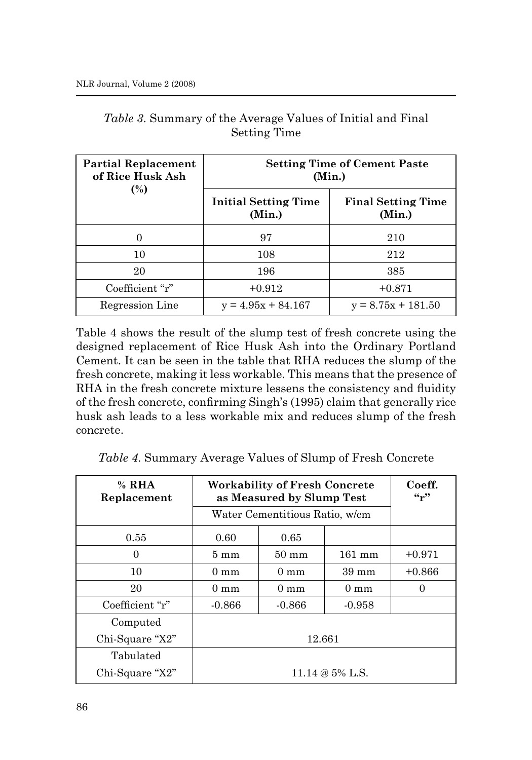*Table 3.* Summary of the Average Values of Initial and Final Setting Time

| Partial Replacement of Rice Husk Ash (%) | Setting Time of Cement Paste (Min.) | |
|---|---|---|
| | Initial Setting Time (Min.) | Final Setting Time (Min.) |
| 0 | 97 | 210 |
| 10 | 108 | 212 |
| 20 | 196 | 385 |
| Coefficient "r" | +0.912 | +0.871 |
| Regression Line | $y = 4.95x + 84.167$ | $y = 8.75x + 181.50$ |

Table 4 shows the result of the slump test of fresh concrete using the designed replacement of Rice Husk Ash into the Ordinary Portland Cement. It can be seen in the table that RHA reduces the slump of the fresh concrete, making it less workable. This means that the presence of RHA in the fresh concrete mixture lessens the consistency and fluidity of the fresh concrete, confirming Singh's (1995) claim that generally rice husk ash leads to a less workable mix and reduces slump of the fresh concrete.

*Table 4.* Summary Average Values of Slump of Fresh Concrete

| % RHA Replacement | Workability of Fresh Concrete as Measured by Slump Test | | | Coeff. "r" |
|---|---|---|---|---|
| | Water Cementitious Ratio, w/cm | | | |
| 0.55 | 0.60 | 0.65 | | |
| 0 | 5 mm | 50 mm | 161 mm | +0.971 |
| 10 | 0 mm | 0 mm | 39 mm | +0.866 |
| 20 | 0 mm | 0 mm | 0 mm | 0 |
| Coefficient "r" | -0.866 | -0.866 | -0.958 | |
| Computed Chi-Square "X2" | 12.661 | | | |
| Tabulated Chi-Square "X2" | 11.14 @ 5% L.S. | | | |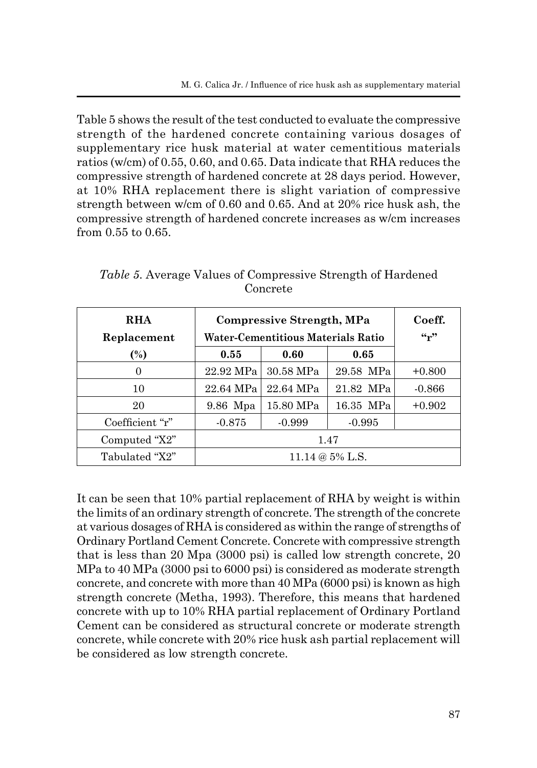Table 5 shows the result of the test conducted to evaluate the compressive strength of the hardened concrete containing various dosages of supplementary rice husk material at water cementitious materials ratios (w/cm) of 0.55, 0.60, and 0.65. Data indicate that RHA reduces the compressive strength of hardened concrete at 28 days period. However, at 10% RHA replacement there is slight variation of compressive strength between w/cm of 0.60 and 0.65. And at 20% rice husk ash, the compressive strength of hardened concrete increases as w/cm increases from 0.55 to 0.65.

*Table 5.* Average Values of Compressive Strength of Hardened Concrete

| **RHA Replacement (%)** | **Compressive Strength, MPa Water-Cementitious Materials Ratio** | | | **Coeff. "r"** |
|---|---|---|---|---|
| | **0.55** | **0.60** | **0.65** | |
| 0 | 22.92 MPa | 30.58 MPa | 29.58 MPa | +0.800 |
| 10 | 22.64 MPa | 22.64 MPa | 21.82 MPa | -0.866 |
| 20 | 9.86 Mpa | 15.80 MPa | 16.35 MPa | +0.902 |
| Coefficient "r" | -0.875 | -0.999 | -0.995 | |
| Computed "X2" | 1.47 | | | |
| Tabulated "X2" | 11.14 @ 5% L.S. | | | |

It can be seen that 10% partial replacement of RHA by weight is within the limits of an ordinary strength of concrete. The strength of the concrete at various dosages of RHA is considered as within the range of strengths of Ordinary Portland Cement Concrete. Concrete with compressive strength that is less than 20 Mpa (3000 psi) is called low strength concrete, 20 MPa to 40 MPa (3000 psi to 6000 psi) is considered as moderate strength concrete, and concrete with more than 40 MPa (6000 psi) is known as high strength concrete (Metha, 1993). Therefore, this means that hardened concrete with up to 10% RHA partial replacement of Ordinary Portland Cement can be considered as structural concrete or moderate strength concrete, while concrete with 20% rice husk ash partial replacement will be considered as low strength concrete.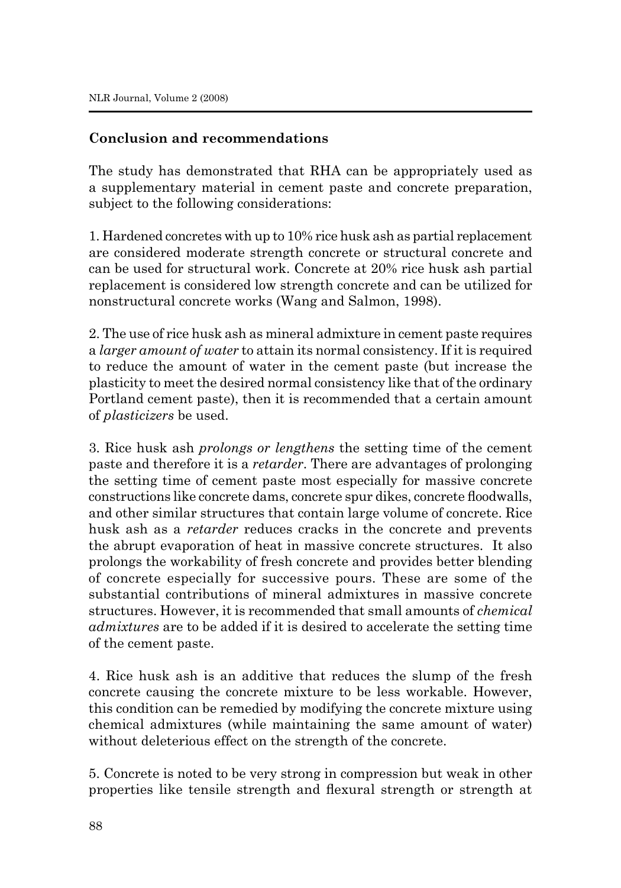## Conclusion and recommendations

The study has demonstrated that RHA can be appropriately used as a supplementary material in cement paste and concrete preparation, subject to the following considerations:

1. Hardened concretes with up to 10% rice husk ash as partial replacement are considered moderate strength concrete or structural concrete and can be used for structural work. Concrete at 20% rice husk ash partial replacement is considered low strength concrete and can be utilized for nonstructural concrete works (Wang and Salmon, 1998).

2. The use of rice husk ash as mineral admixture in cement paste requires a *larger amount of water* to attain its normal consistency. If it is required to reduce the amount of water in the cement paste (but increase the plasticity to meet the desired normal consistency like that of the ordinary Portland cement paste), then it is recommended that a certain amount of *plasticizers* be used.

3. Rice husk ash *prolongs or lengthens* the setting time of the cement paste and therefore it is a *retarder*. There are advantages of prolonging the setting time of cement paste most especially for massive concrete constructions like concrete dams, concrete spur dikes, concrete floodwalls, and other similar structures that contain large volume of concrete. Rice husk ash as a *retarder* reduces cracks in the concrete and prevents the abrupt evaporation of heat in massive concrete structures. It also prolongs the workability of fresh concrete and provides better blending of concrete especially for successive pours. These are some of the substantial contributions of mineral admixtures in massive concrete structures. However, it is recommended that small amounts of *chemical admixtures* are to be added if it is desired to accelerate the setting time of the cement paste.

4. Rice husk ash is an additive that reduces the slump of the fresh concrete causing the concrete mixture to be less workable. However, this condition can be remedied by modifying the concrete mixture using chemical admixtures (while maintaining the same amount of water) without deleterious effect on the strength of the concrete.

5. Concrete is noted to be very strong in compression but weak in other properties like tensile strength and flexural strength or strength at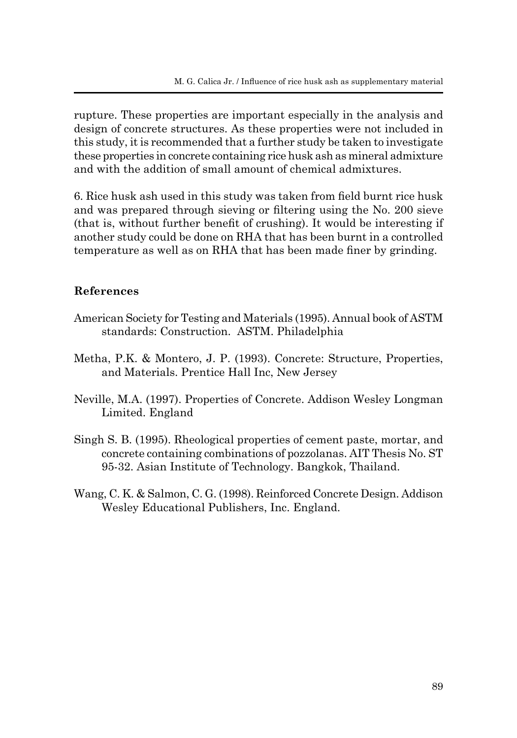rupture. These properties are important especially in the analysis and design of concrete structures. As these properties were not included in this study, it is recommended that a further study be taken to investigate these properties in concrete containing rice husk ash as mineral admixture and with the addition of small amount of chemical admixtures.

6. Rice husk ash used in this study was taken from field burnt rice husk and was prepared through sieving or filtering using the No. 200 sieve (that is, without further benefit of crushing). It would be interesting if another study could be done on RHA that has been burnt in a controlled temperature as well as on RHA that has been made finer by grinding.

## References

American Society for Testing and Materials (1995). Annual book of ASTM standards: Construction. ASTM. Philadelphia

Metha, P.K. & Montero, J. P. (1993). Concrete: Structure, Properties, and Materials. Prentice Hall Inc, New Jersey

Neville, M.A. (1997). Properties of Concrete. Addison Wesley Longman Limited. England

Singh S. B. (1995). Rheological properties of cement paste, mortar, and concrete containing combinations of pozzolanas. AIT Thesis No. ST 95-32. Asian Institute of Technology. Bangkok, Thailand.

Wang, C. K. & Salmon, C. G. (1998). Reinforced Concrete Design. Addison Wesley Educational Publishers, Inc. England.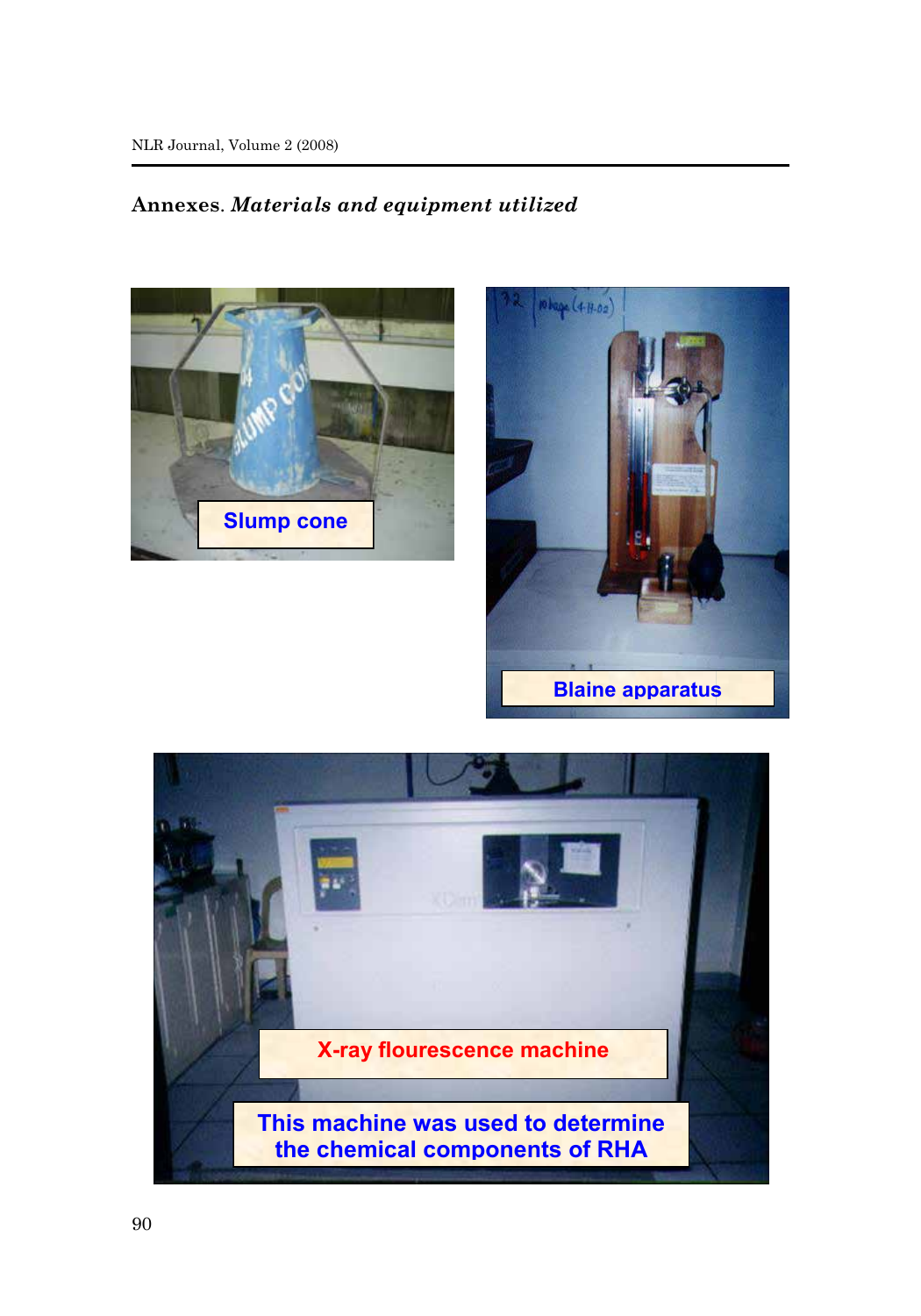## Annexes. *Materials and equipment utilized*

Slump cone

Blaine apparatus

X-ray flourescence machine

This machine was used to determine the chemical components of RHA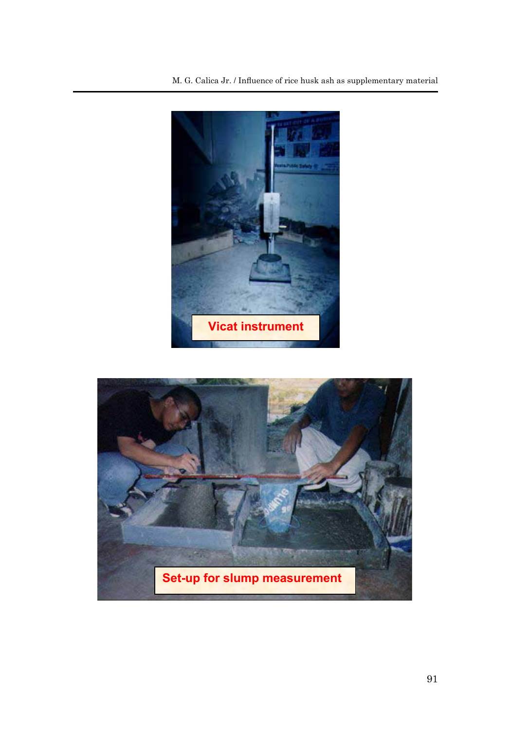Vicat instrument

Set-up for slump measurement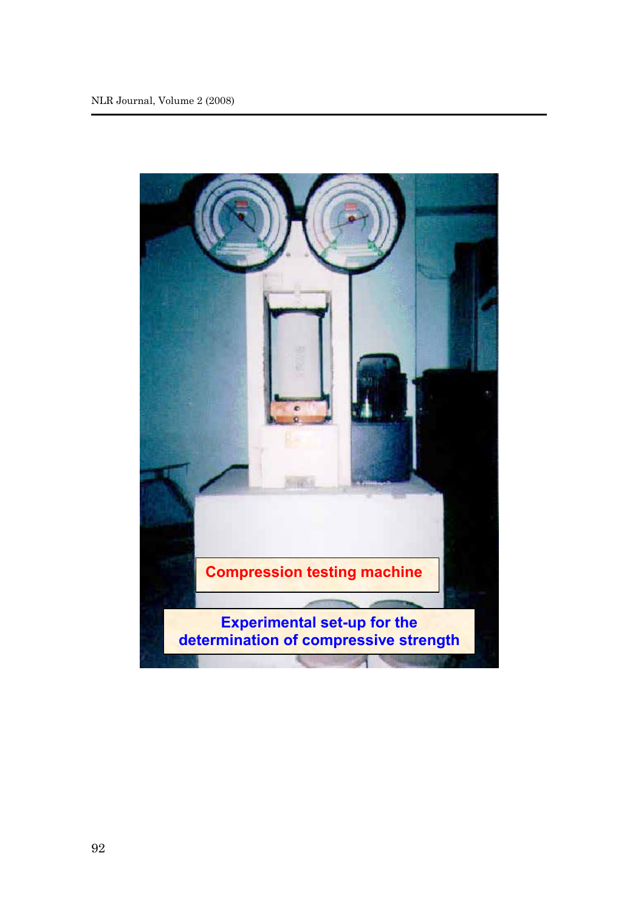Compression testing machine

Experimental set-up for the determination of compressive strength